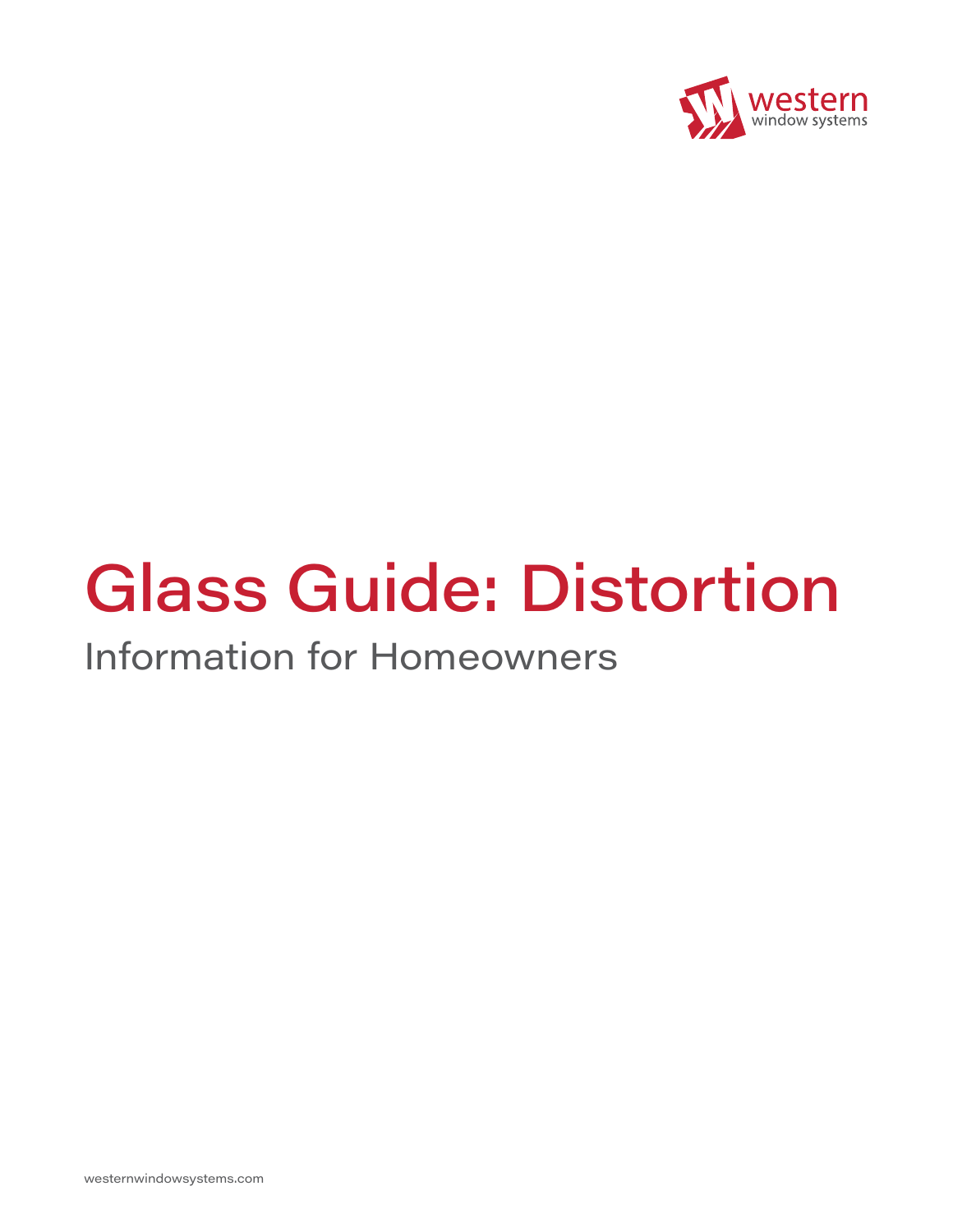western
window systems

# Glass Guide: Distortion

## Information for Homeowners

westernwindowsystems.com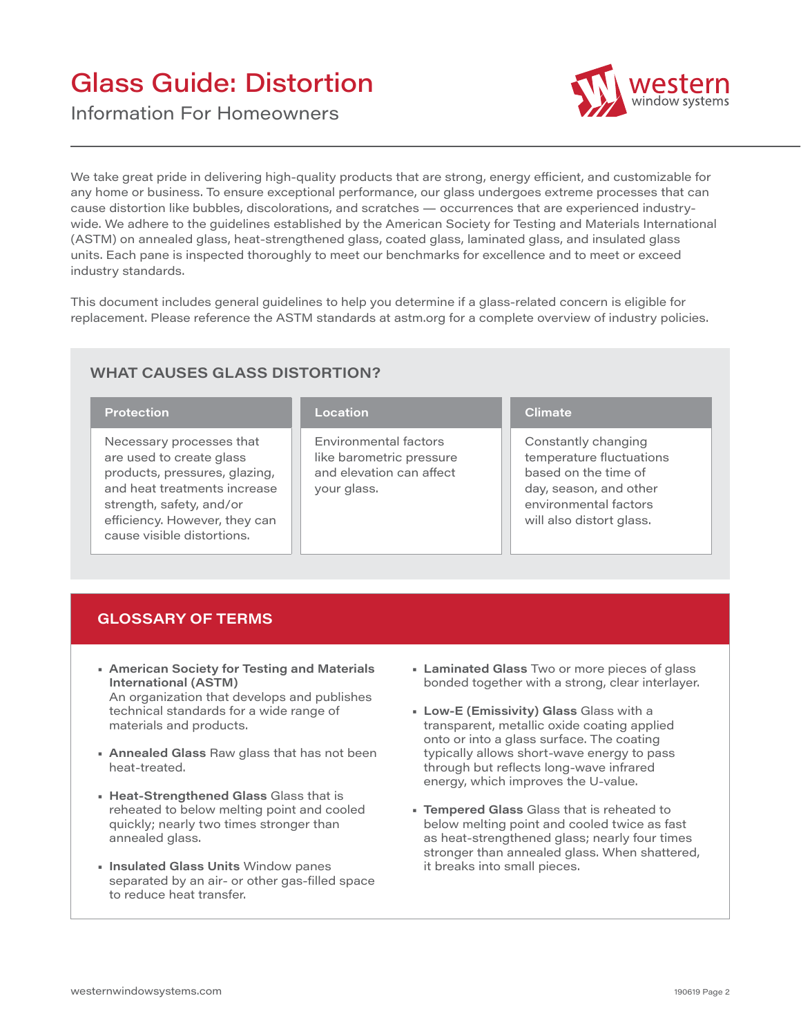# Glass Guide: Distortion

## Information For Homeowners

We take great pride in delivering high-quality products that are strong, energy efficient, and customizable for any home or business. To ensure exceptional performance, our glass undergoes extreme processes that can cause distortion like bubbles, discolorations, and scratches — occurrences that are experienced industry-wide. We adhere to the guidelines established by the American Society for Testing and Materials International (ASTM) on annealed glass, heat-strengthened glass, coated glass, laminated glass, and insulated glass units. Each pane is inspected thoroughly to meet our benchmarks for excellence and to meet or exceed industry standards.

This document includes general guidelines to help you determine if a glass-related concern is eligible for replacement. Please reference the ASTM standards at astm.org for a complete overview of industry policies.

## WHAT CAUSES GLASS DISTORTION?

| Protection | Location | Climate |
|---|---|---|
| Necessary processes that are used to create glass products, pressures, glazing, and heat treatments increase strength, safety, and/or efficiency. However, they can cause visible distortions. | Environmental factors like barometric pressure and elevation can affect your glass. | Constantly changing temperature fluctuations based on the time of day, season, and other environmental factors will also distort glass. |

## GLOSSARY OF TERMS

- **American Society for Testing and Materials International (ASTM)** An organization that develops and publishes technical standards for a wide range of materials and products.
- **Annealed Glass** Raw glass that has not been heat-treated.
- **Heat-Strengthened Glass** Glass that is reheated to below melting point and cooled quickly; nearly two times stronger than annealed glass.
- **Insulated Glass Units** Window panes separated by an air- or other gas-filled space to reduce heat transfer.
- **Laminated Glass** Two or more pieces of glass bonded together with a strong, clear interlayer.
- **Low-E (Emissivity) Glass** Glass with a transparent, metallic oxide coating applied onto or into a glass surface. The coating typically allows short-wave energy to pass through but reflects long-wave infrared energy, which improves the U-value.
- **Tempered Glass** Glass that is reheated to below melting point and cooled twice as fast as heat-strengthened glass; nearly four times stronger than annealed glass. When shattered, it breaks into small pieces.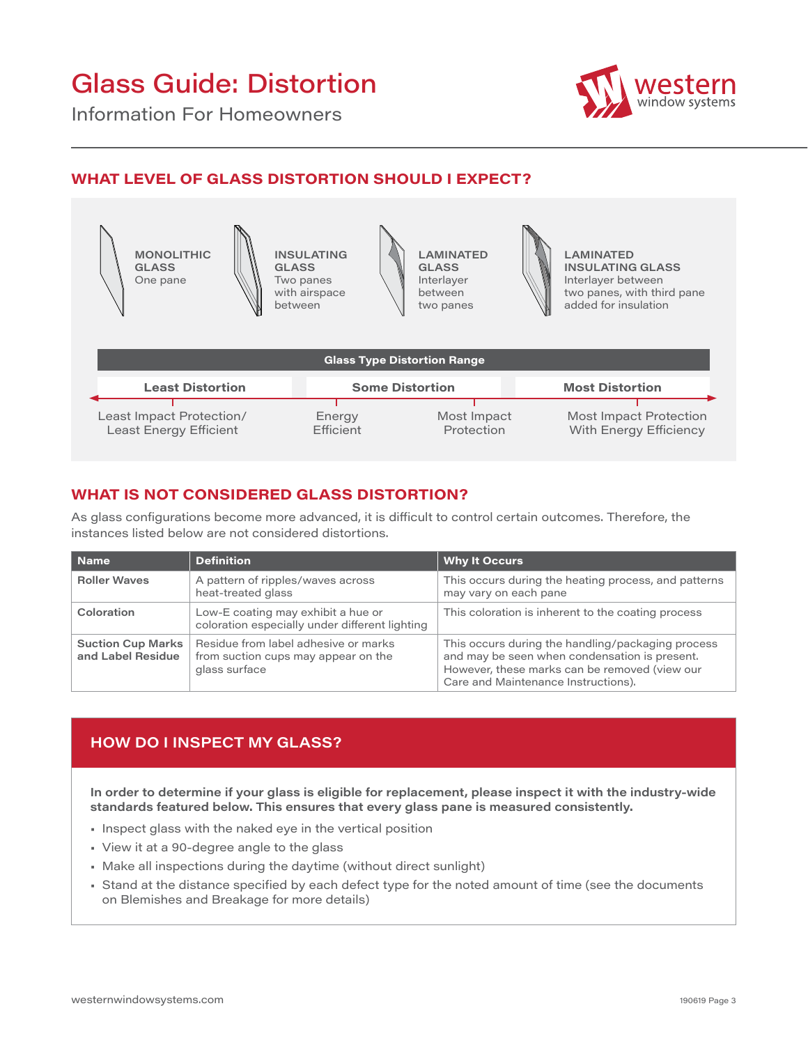# Glass Guide: Distortion

Information For Homeowners

## WHAT LEVEL OF GLASS DISTORTION SHOULD I EXPECT?

**MONOLITHIC GLASS**
One pane

**INSULATING GLASS**
Two panes with airspace between

**LAMINATED GLASS**
Interlayer between two panes

**LAMINATED INSULATING GLASS**
Interlayer between two panes, with third pane added for insulation

**Glass Type Distortion Range**

Least Distortion

Some Distortion

Most Distortion

Least Impact Protection/ Least Energy Efficient

Energy Efficient

Most Impact Protection

Most Impact Protection With Energy Efficiency

## WHAT IS NOT CONSIDERED GLASS DISTORTION?

As glass configurations become more advanced, it is difficult to control certain outcomes. Therefore, the instances listed below are not considered distortions.

| Name | Definition | Why It Occurs |
|---|---|---|
| **Roller Waves** | A pattern of ripples/waves across heat-treated glass | This occurs during the heating process, and patterns may vary on each pane |
| **Coloration** | Low-E coating may exhibit a hue or coloration especially under different lighting | This coloration is inherent to the coating process |
| **Suction Cup Marks and Label Residue** | Residue from label adhesive or marks from suction cups may appear on the glass surface | This occurs during the handling/packaging process and may be seen when condensation is present. However, these marks can be removed (view our Care and Maintenance Instructions). |

## HOW DO I INSPECT MY GLASS?

**In order to determine if your glass is eligible for replacement, please inspect it with the industry-wide standards featured below. This ensures that every glass pane is measured consistently.**

- Inspect glass with the naked eye in the vertical position
- View it at a 90-degree angle to the glass
- Make all inspections during the daytime (without direct sunlight)
- Stand at the distance specified by each defect type for the noted amount of time (see the documents on Blemishes and Breakage for more details)

westernwindowsystems.com